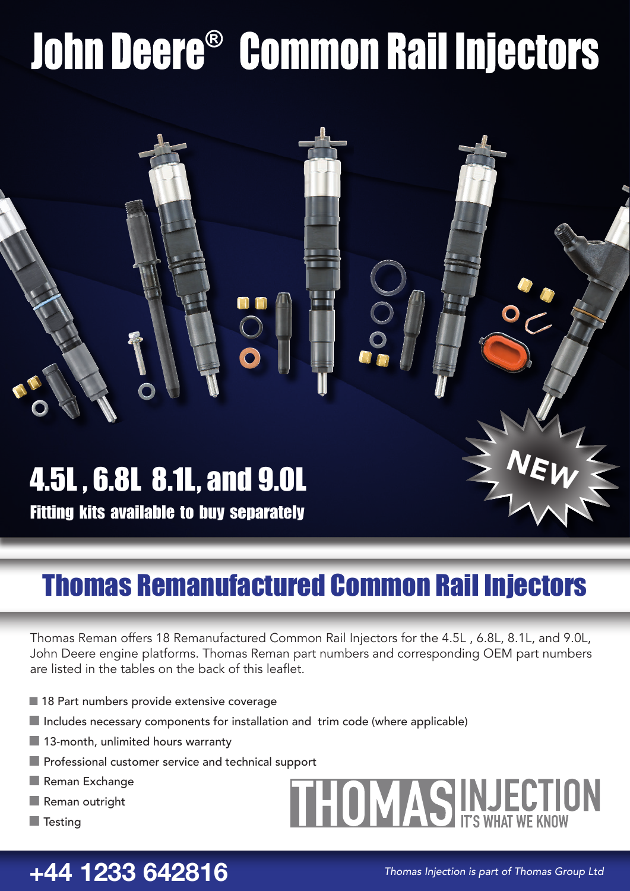# John Deere® Common Rail Injectors

## 4.5L , 6.8L 8.1L, and 9.0L

**Fitting kits available to buy separately**

NEW

## Thomas Remanufactured Common Rail Injectors

Thomas Reman offers 18 Remanufactured Common Rail Injectors for the 4.5L , 6.8L, 8.1L, and 9.0L, John Deere engine platforms. Thomas Reman part numbers and corresponding OEM part numbers are listed in the tables on the back of this leaflet.

- 18 Part numbers provide extensive coverage
- Includes necessary components for installation and trim code (where applicable)
- 13-month, unlimited hours warranty
- Professional customer service and technical support
- Reman Exchange
- Reman outright
- Testing

THOMAS INJECTION IT'S WHAT WE KNOW

**+44 1233 642816**

*Thomas Injection is part of Thomas Group Ltd*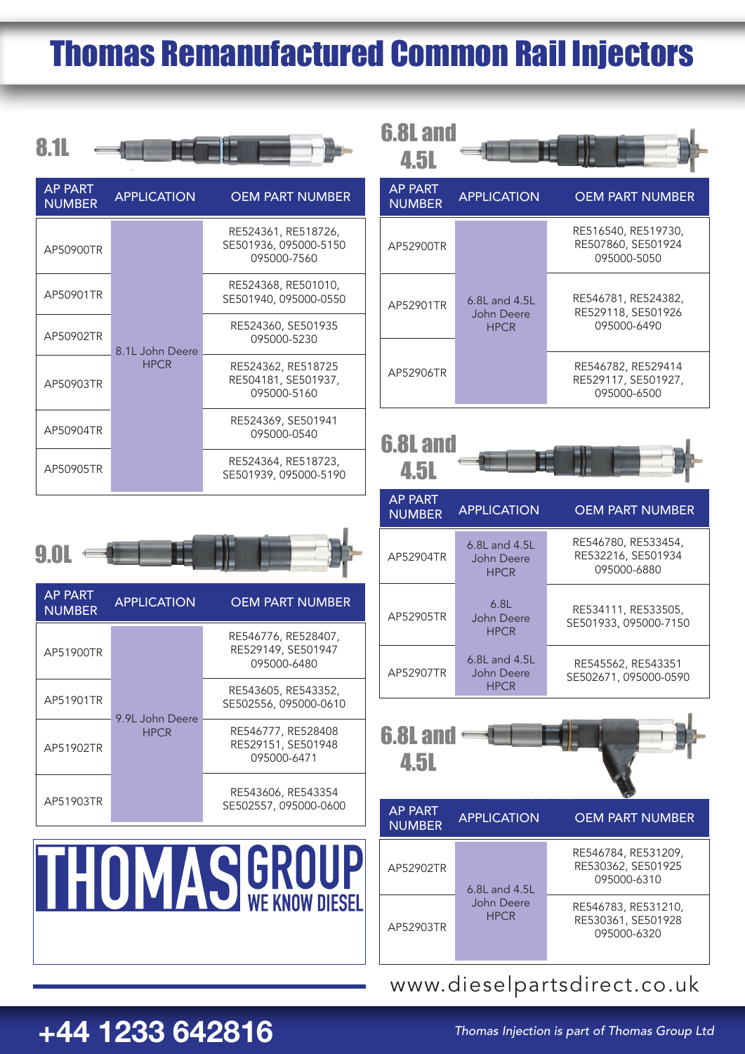# Thomas Remanufactured Common Rail Injectors

## 8.1L

| AP PART NUMBER | APPLICATION | OEM PART NUMBER |
|---|---|---|
| AP50900TR | 8.1L John Deere HPCR | RE524361, RE518726, SE501936, 095000-5150 095000-7560 |
| AP50901TR | 8.1L John Deere HPCR | RE524368, RE501010, SE501940, 095000-0550 |
| AP50902TR | 8.1L John Deere HPCR | RE524360, SE501935 095000-5230 |
| AP50903TR | 8.1L John Deere HPCR | RE524362, RE518725 RE504181, SE501937, 095000-5160 |
| AP50904TR | 8.1L John Deere HPCR | RE524369, SE501941 095000-0540 |
| AP50905TR | 8.1L John Deere HPCR | RE524364, RE518723, SE501939, 095000-5190 |

## 9.0L

| AP PART NUMBER | APPLICATION | OEM PART NUMBER |
|---|---|---|
| AP51900TR | 9.9L John Deere HPCR | RE546776, RE528407, RE529149, SE501947 095000-6480 |
| AP51901TR | 9.9L John Deere HPCR | RE543605, RE543352, SE502556, 095000-0610 |
| AP51902TR | 9.9L John Deere HPCR | RE546777, RE528408 RE529151, SE501948 095000-6471 |
| AP51903TR | 9.9L John Deere HPCR | RE543606, RE543354 SE502557, 095000-0600 |

THOMAS GROUP WE KNOW DIESEL

## 6.8L and 4.5L

| AP PART NUMBER | APPLICATION | OEM PART NUMBER |
|---|---|---|
| AP52900TR | 6.8L and 4.5L John Deere HPCR | RE516540, RE519730, RE507860, SE501924 095000-5050 |
| AP52901TR | 6.8L and 4.5L John Deere HPCR | RE546781, RE524382, RE529118, SE501926 095000-6490 |
| AP52906TR | 6.8L and 4.5L John Deere HPCR | RE546782, RE529414 RE529117, SE501927, 095000-6500 |

## 6.8L and 4.5L

| AP PART NUMBER | APPLICATION | OEM PART NUMBER |
|---|---|---|
| AP52904TR | 6.8L and 4.5L John Deere HPCR | RE546780, RE533454, RE532216, SE501934 095000-6880 |
| AP52905TR | 6.8L John Deere HPCR | RE534111, RE533505, SE501933, 095000-7150 |
| AP52907TR | 6.8L and 4.5L John Deere HPCR | RE545562, RE543351 SE502671, 095000-0590 |

## 6.8L and 4.5L

| AP PART NUMBER | APPLICATION | OEM PART NUMBER |
|---|---|---|
| AP52902TR | 6.8L and 4.5L John Deere HPCR | RE546784, RE531209, RE530362, SE501925 095000-6310 |
| AP52903TR | 6.8L and 4.5L John Deere HPCR | RE546783, RE531210, RE530361, SE501928 095000-6320 |

www.dieselpartsdirect.co.uk

+44 1233 642816

*Thomas Injection is part of Thomas Group Ltd*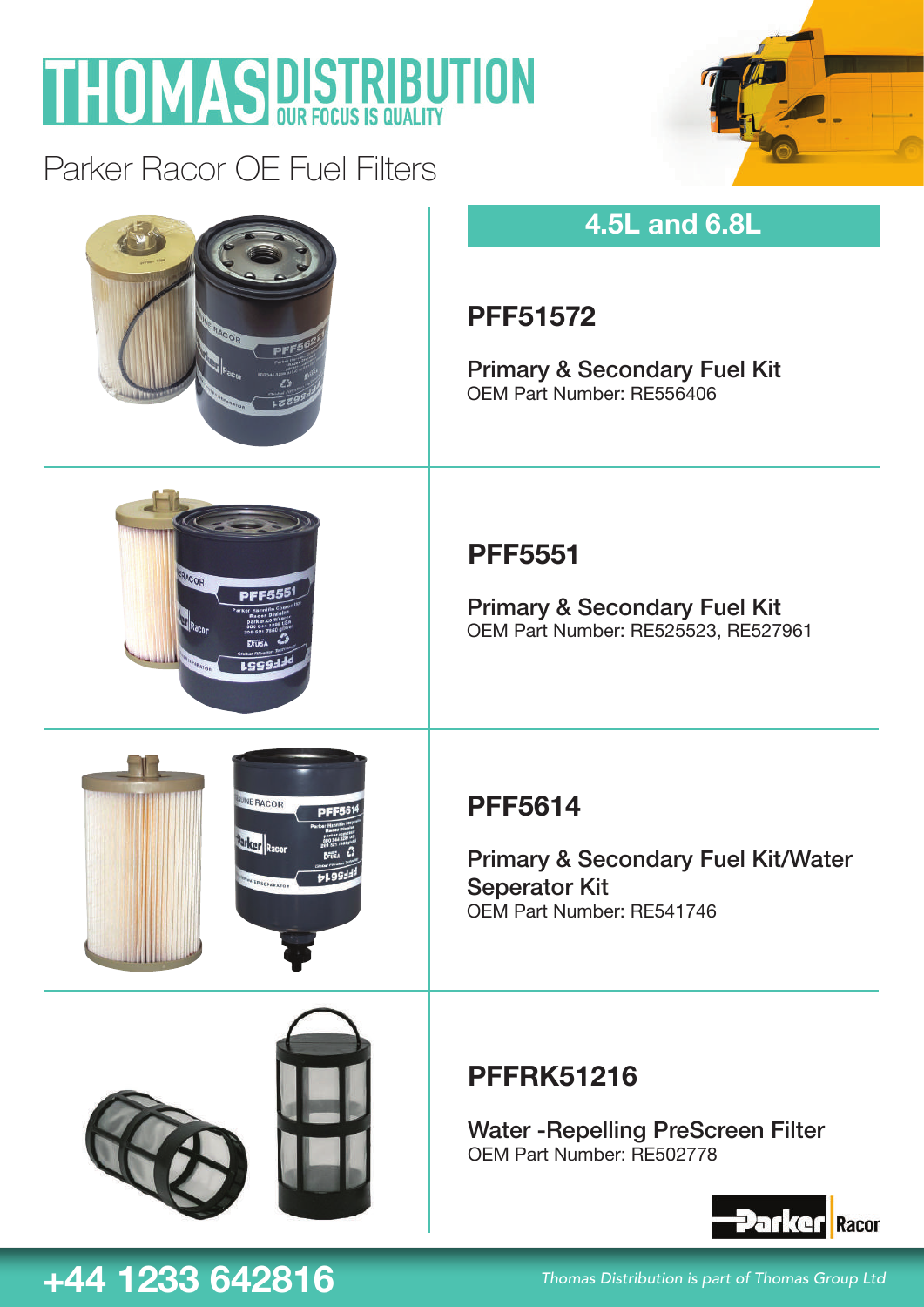# THOMAS DISTRIBUTION

OUR FOCUS IS QUALITY

## Parker Racor OE Fuel Filters

### 4.5L and 6.8L

**PFF51572**

Primary & Secondary Fuel Kit
OEM Part Number: RE556406

**PFF5551**

Primary & Secondary Fuel Kit
OEM Part Number: RE525523, RE527961

**PFF5614**

Primary & Secondary Fuel Kit/Water Seperator Kit
OEM Part Number: RE541746

**PFFRK51216**

Water -Repelling PreScreen Filter
OEM Part Number: RE502778

Parker Racor

+44 1233 642816

*Thomas Distribution is part of Thomas Group Ltd*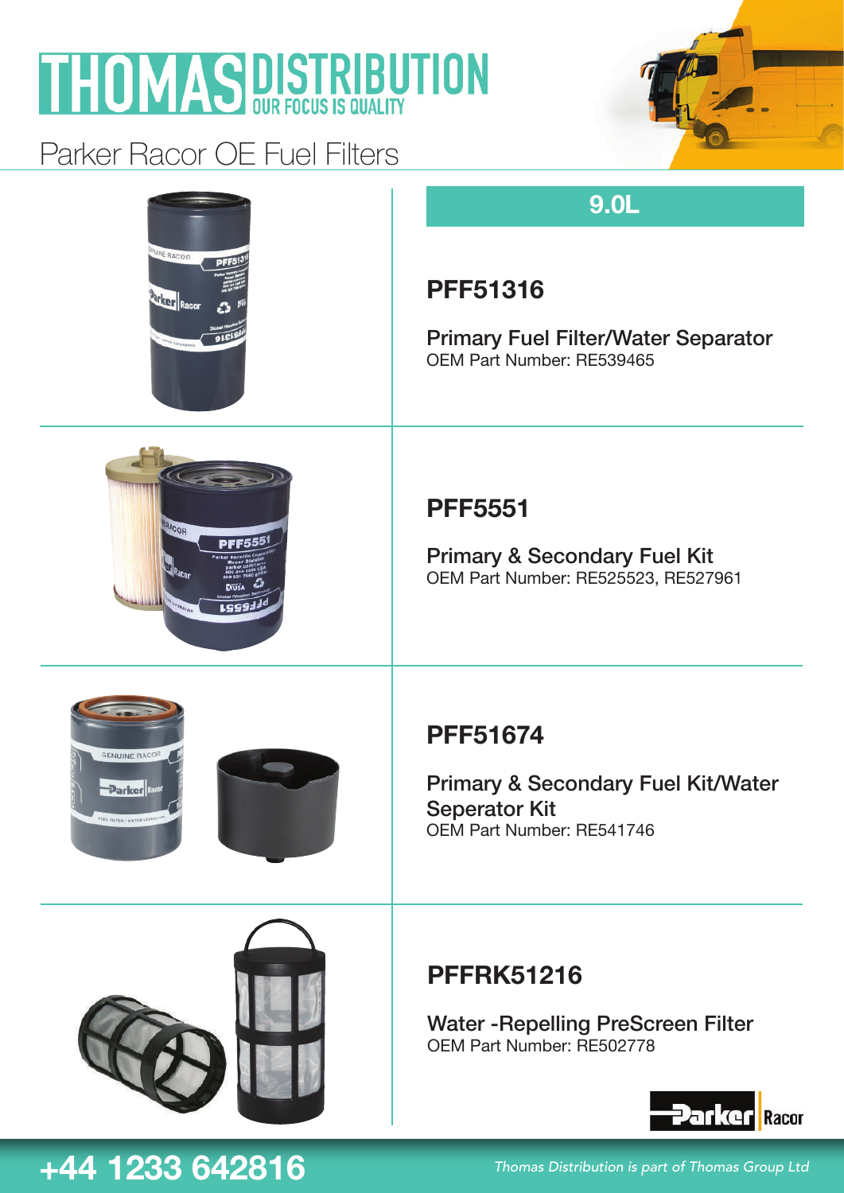# THOMAS DISTRIBUTION

OUR FOCUS IS QUALITY

## Parker Racor OE Fuel Filters

### 9.0L

#### PFF51316

**Primary Fuel Filter/Water Separator**

OEM Part Number: RE539465

#### PFF5551

**Primary & Secondary Fuel Kit**

OEM Part Number: RE525523, RE527961

#### PFF51674

**Primary & Secondary Fuel Kit/Water Seperator Kit**

OEM Part Number: RE541746

#### PFFRK51216

**Water -Repelling PreScreen Filter**

OEM Part Number: RE502778

Parker Racor

**+44 1233 642816**

*Thomas Distribution is part of Thomas Group Ltd*